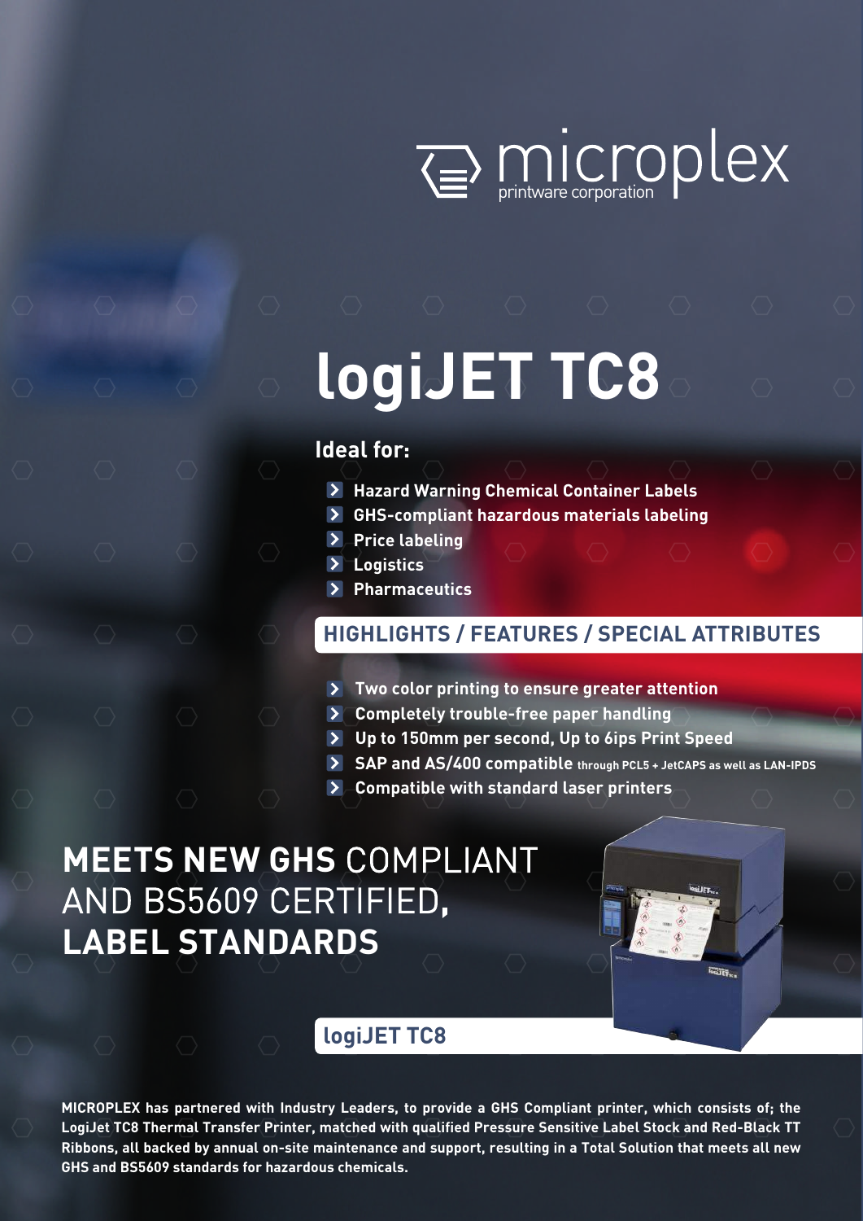microplex printware corporation

# logiJET TC8

## Ideal for:

- Hazard Warning Chemical Container Labels
- GHS-compliant hazardous materials labeling
- Price labeling
- Logistics
- Pharmaceutics

## HIGHLIGHTS / FEATURES / SPECIAL ATTRIBUTES

- Two color printing to ensure greater attention
- Completely trouble-free paper handling
- Up to 150mm per second, Up to 6ips Print Speed
- SAP and AS/400 compatible through PCL5 + JetCAPS as well as LAN-IPDS
- Compatible with standard laser printers

## MEETS NEW GHS COMPLIANT AND BS5609 CERTIFIED, LABEL STANDARDS

## logiJET TC8

**MICROPLEX has partnered with Industry Leaders, to provide a GHS Compliant printer, which consists of; the LogiJet TC8 Thermal Transfer Printer, matched with qualified Pressure Sensitive Label Stock and Red-Black TT Ribbons, all backed by annual on-site maintenance and support, resulting in a Total Solution that meets all new GHS and BS5609 standards for hazardous chemicals.**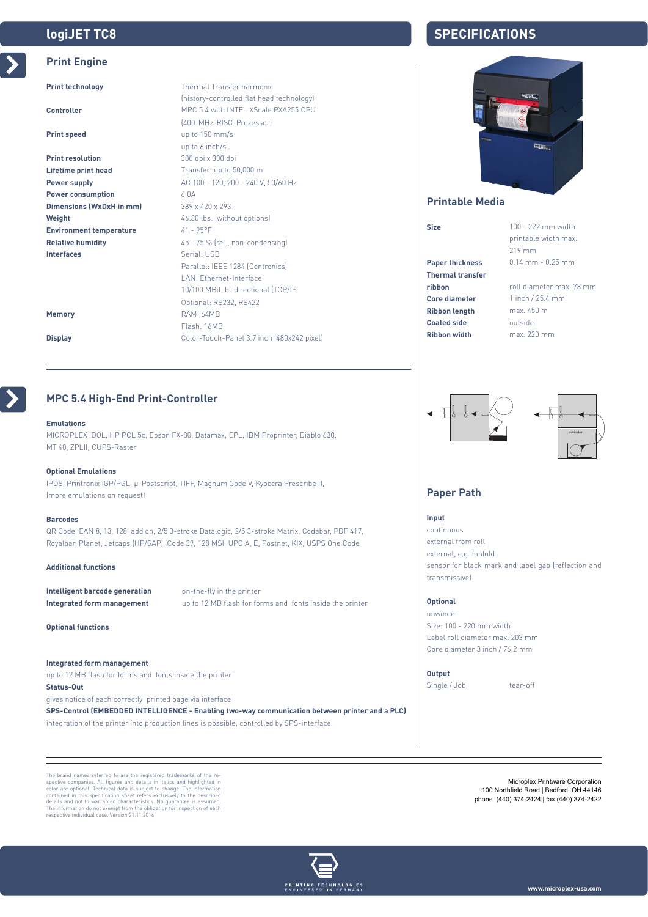# logiJET TC8

# SPECIFICATIONS

## Print Engine

| | |
|---|---|
| **Print technology** | Thermal Transfer harmonic (history-controlled flat head technology) |
| **Controller** | MPC 5.4 with INTEL XScale PXA255 CPU (400-MHz-RISC-Prozessor) |
| **Print speed** | up to 150 mm/s<br>up to 6 inch/s |
| **Print resolution** | 300 dpi x 300 dpi |
| **Lifetime print head** | Transfer: up to 50,000 m |
| **Power supply** | AC 100 - 120, 200 - 240 V, 50/60 Hz |
| **Power consumption** | 6.0A |
| **Dimensions (WxDxH in mm)** | 389 x 420 x 293 |
| **Weight** | 46.30 lbs. (without options) |
| **Environment temperature** | 41 - 95°F |
| **Relative humidity** | 45 - 75 % (rel., non-condensing) |
| **Interfaces** | Serial: USB<br>Parallel: IEEE 1284 (Centronics)<br>LAN: Ethernet-Interface<br>10/100 MBit, bi-directional (TCP/IP<br>Optional: RS232, RS422 |
| **Memory** | RAM: 64MB<br>Flash: 16MB |
| **Display** | Color-Touch-Panel 3.7 inch (480x242 pixel) |

## MPC 5.4 High-End Print-Controller

**Emulations**

MICROPLEX IDOL, HP PCL 5c, Epson FX-80, Datamax, EPL, IBM Proprinter, Diablo 630, MT 40, ZPLII, CUPS-Raster

**Optional Emulations**

IPDS, Printronix IGP/PGL, µ-Postscript, TIFF, Magnum Code V, Kyocera Prescribe II, (more emulations on request)

**Barcodes**

QR Code, EAN 8, 13, 128, add on, 2/5 3-stroke Datalogic, 2/5 3-stroke Matrix, Codabar, PDF 417, Royalbar, Planet, Jetcaps (HP/SAP), Code 39, 128 MSI, UPC A, E, Postnet, KIX, USPS One Code

**Additional functions**

| | |
|---|---|
| **Intelligent barcode generation** | on-the-fly in the printer |
| **Integrated form management** | up to 12 MB flash for forms and fonts inside the printer |

**Optional functions**

**Integrated form management**

up to 12 MB flash for forms and fonts inside the printer

**Status-Out**

gives notice of each correctly printed page via interface

**SPS-Control (EMBEDDED INTELLIGENCE - Enabling two-way communication between printer and a PLC)**

integration of the printer into production lines is possible, controlled by SPS-interface.

## Printable Media

| | |
|---|---|
| **Size** | 100 - 222 mm width<br>printable width max. 219 mm |
| **Paper thickness** | 0.14 mm - 0.25 mm |
| **Thermal transfer ribbon** | roll diameter max. 78 mm |
| **Core diameter** | 1 inch / 25.4 mm |
| **Ribbon length** | max. 450 m |
| **Coated side** | outside |
| **Ribbon width** | max. 220 mm |

Unwinder

## Paper Path

**Input**

continuous

external from roll

external, e.g. fanfold

sensor for black mark and label gap (reflection and transmissive)

**Optional**

unwinder

Size: 100 - 220 mm width

Label roll diameter max. 203 mm

Core diameter 3 inch / 76.2 mm

**Output**

| | |
|---|---|
| Single / Job | tear-off |

The brand names referred to are the registered trademarks of the respective companies. All figures and details in italics and highlighted in color are optional. Technical data is subject to change. The information contained in this specification sheet refers exclusively to the described details and not to warranted characteristics. No guarantee is assumed. The information do not exempt from the obligation for inspection of each respective individual case. Version 21.11.2016

Microplex Printware Corporation
100 Northfield Road | Bedford, OH 44146
phone (440) 374-2424 | fax (440) 374-2422

PRINTING TECHNOLOGIES
ENGINEERED IN GERMANY

www.microplex-usa.com